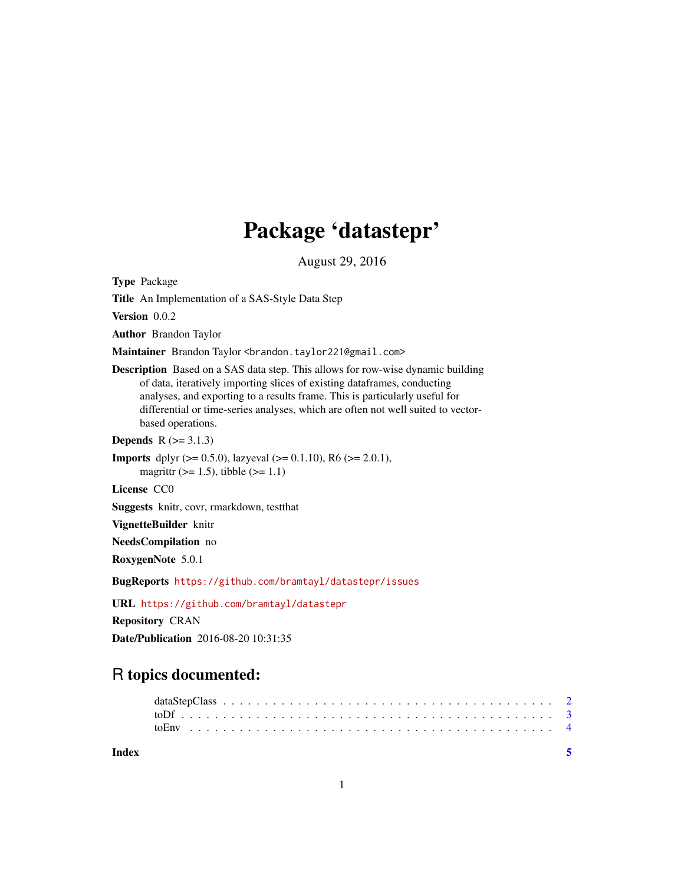# Package 'datastepr'

August 29, 2016

**Type** Package

**Title** An Implementation of a SAS-Style Data Step

**Version** 0.0.2

**Author** Brandon Taylor

**Maintainer** Brandon Taylor <brandon.taylor221@gmail.com>

**Description** Based on a SAS data step. This allows for row-wise dynamic building of data, iteratively importing slices of existing dataframes, conducting analyses, and exporting to a results frame. This is particularly useful for differential or time-series analyses, which are often not well suited to vector-based operations.

**Depends** R (>= 3.1.3)

**Imports** dplyr (>= 0.5.0), lazyeval (>= 0.1.10), R6 (>= 2.0.1), magrittr (>= 1.5), tibble (>= 1.1)

**License** CC0

**Suggests** knitr, covr, rmarkdown, testthat

**VignetteBuilder** knitr

**NeedsCompilation** no

**RoxygenNote** 5.0.1

**BugReports** https://github.com/bramtayl/datastepr/issues

**URL** https://github.com/bramtayl/datastepr

**Repository** CRAN

**Date/Publication** 2016-08-20 10:31:35

## R topics documented:

- dataStepClass . . . . . . . . . . . . . . . . . . . . . . . . . . . . . . . . . . . . . 2
- toDf . . . . . . . . . . . . . . . . . . . . . . . . . . . . . . . . . . . . . . . . . . 3
- toEnv . . . . . . . . . . . . . . . . . . . . . . . . . . . . . . . . . . . . . . . . . 4

**Index** 5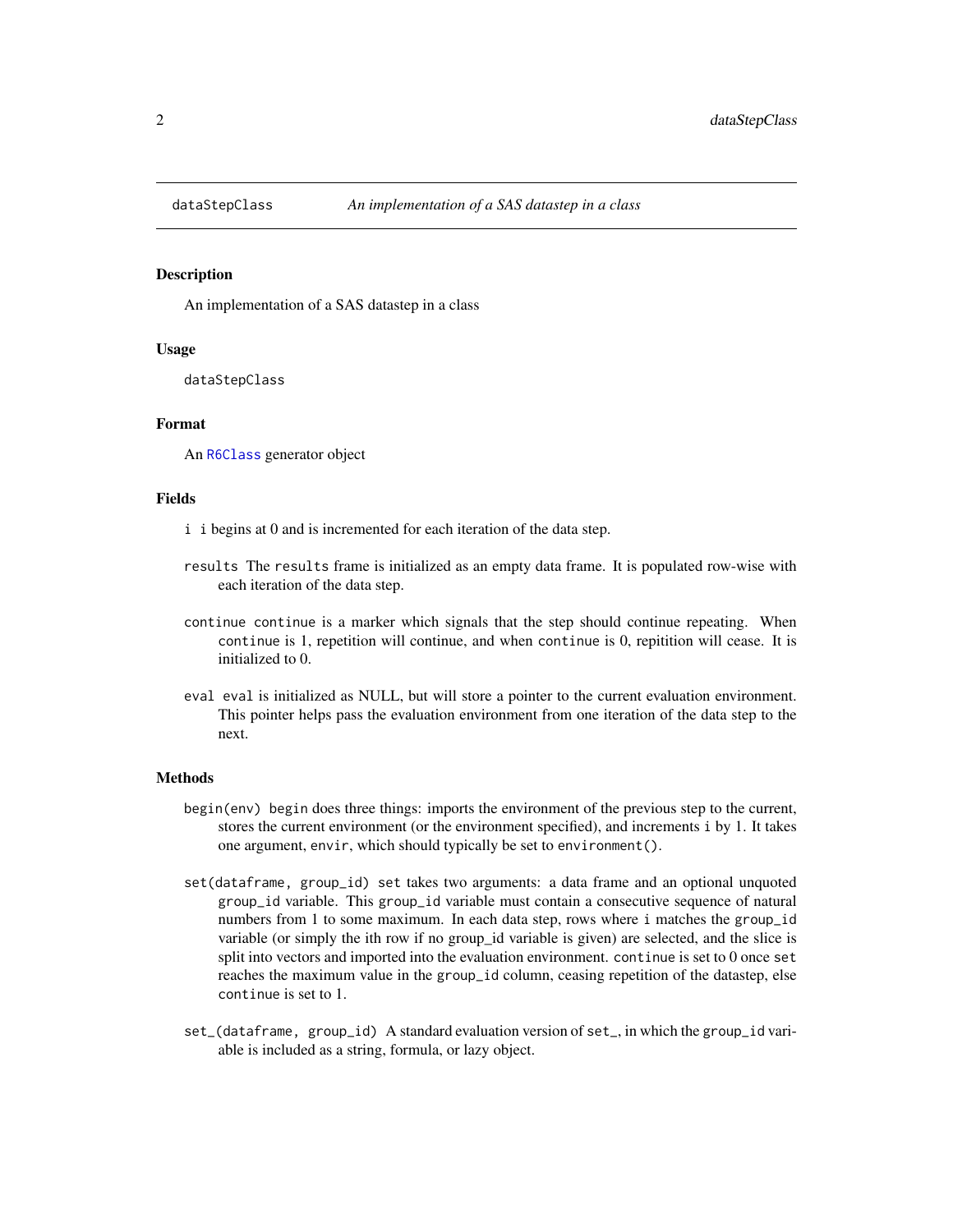## dataStepClass — *An implementation of a SAS datastep in a class*

### Description

An implementation of a SAS datastep in a class

### Usage

```
dataStepClass
```

### Format

An `R6Class` generator object

### Fields

- `i` i begins at 0 and is incremented for each iteration of the data step.
- `results` The `results` frame is initialized as an empty data frame. It is populated row-wise with each iteration of the data step.
- `continue` `continue` is a marker which signals that the step should continue repeating. When `continue` is 1, repetition will continue, and when `continue` is 0, repitition will cease. It is initialized to 0.
- `eval` `eval` is initialized as NULL, but will store a pointer to the current evaluation environment. This pointer helps pass the evaluation environment from one iteration of the data step to the next.

### Methods

- `begin(env)` `begin` does three things: imports the environment of the previous step to the current, stores the current environment (or the environment specified), and increments `i` by 1. It takes one argument, `envir`, which should typically be set to `environment()`.
- `set(dataframe, group_id)` `set` takes two arguments: a data frame and an optional unquoted `group_id` variable. This `group_id` variable must contain a consecutive sequence of natural numbers from 1 to some maximum. In each data step, rows where `i` matches the `group_id` variable (or simply the ith row if no group_id variable is given) are selected, and the slice is split into vectors and imported into the evaluation environment. `continue` is set to 0 once `set` reaches the maximum value in the `group_id` column, ceasing repetition of the datastep, else `continue` is set to 1.
- `set_(dataframe, group_id)` A standard evaluation version of `set_`, in which the `group_id` variable is included as a string, formula, or lazy object.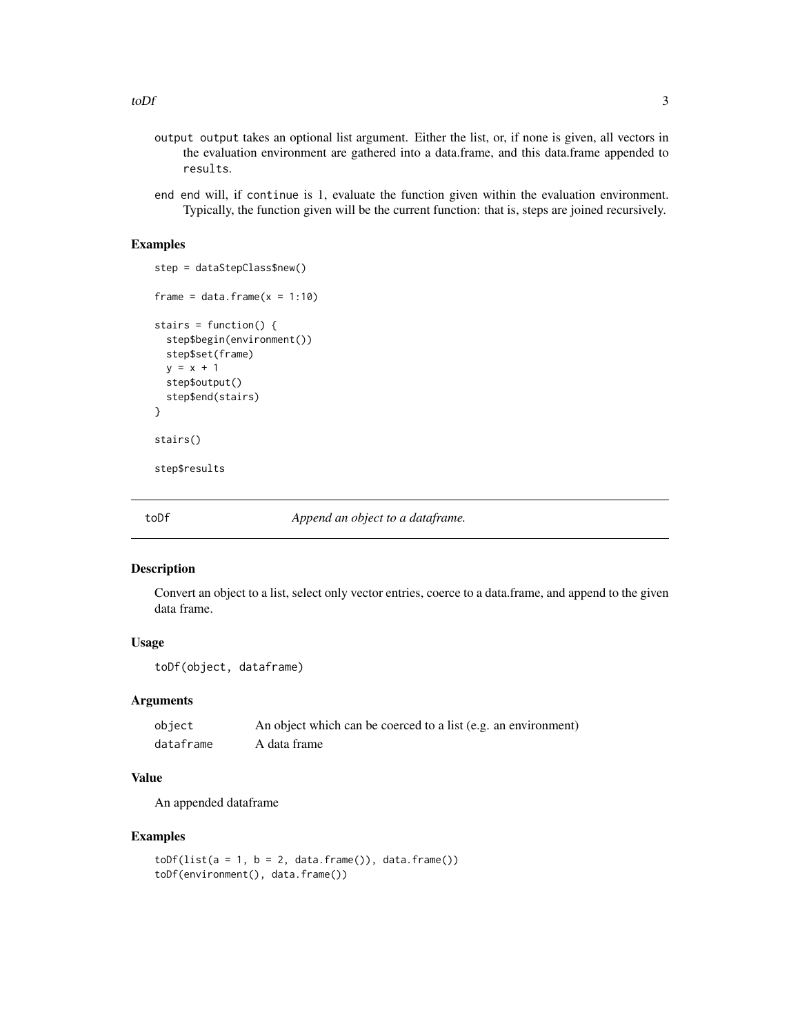- `output` `output` takes an optional list argument. Either the list, or, if none is given, all vectors in the evaluation environment are gathered into a data.frame, and this data.frame appended to `results`.
- `end` `end` will, if `continue` is 1, evaluate the function given within the evaluation environment. Typically, the function given will be the current function: that is, steps are joined recursively.

### Examples

```
step = dataStepClass$new()

frame = data.frame(x = 1:10)

stairs = function() {
  step$begin(environment())
  step$set(frame)
  y = x + 1
  step$output()
  step$end(stairs)
}

stairs()

step$results
```

---

## toDf — *Append an object to a dataframe.*

---

### Description

Convert an object to a list, select only vector entries, coerce to a data.frame, and append to the given data frame.

### Usage

```
toDf(object, dataframe)
```

### Arguments

| | |
|---|---|
| `object` | An object which can be coerced to a list (e.g. an environment) |
| `dataframe` | A data frame |

### Value

An appended dataframe

### Examples

```
toDf(list(a = 1, b = 2, data.frame()), data.frame())
toDf(environment(), data.frame())
```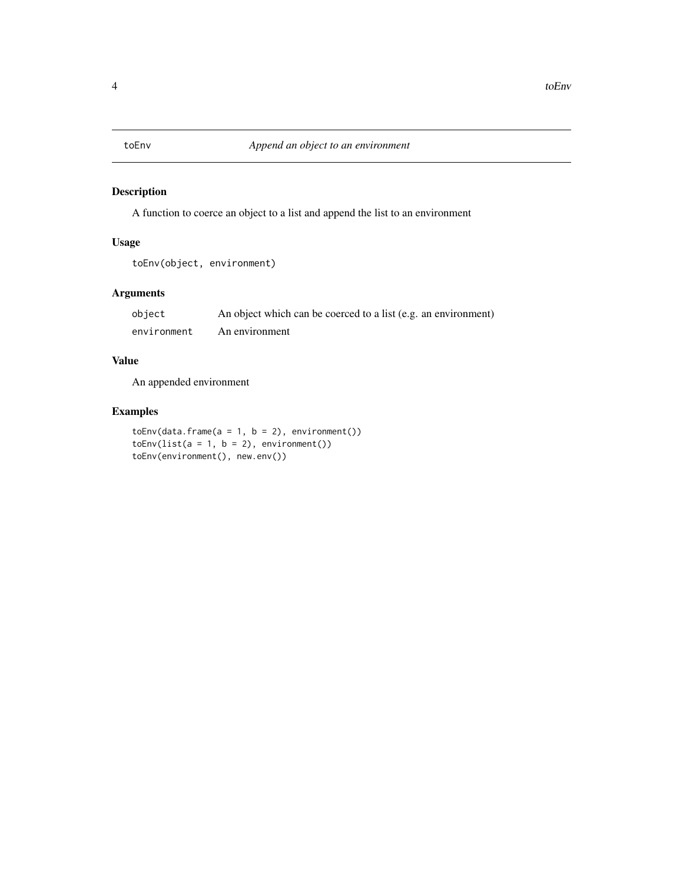# toEnv — *Append an object to an environment*

## Description

A function to coerce an object to a list and append the list to an environment

## Usage

```
toEnv(object, environment)
```

## Arguments

| | |
|---|---|
| `object` | An object which can be coerced to a list (e.g. an environment) |
| `environment` | An environment |

## Value

An appended environment

## Examples

```
toEnv(data.frame(a = 1, b = 2), environment())
toEnv(list(a = 1, b = 2), environment())
toEnv(environment(), new.env())
```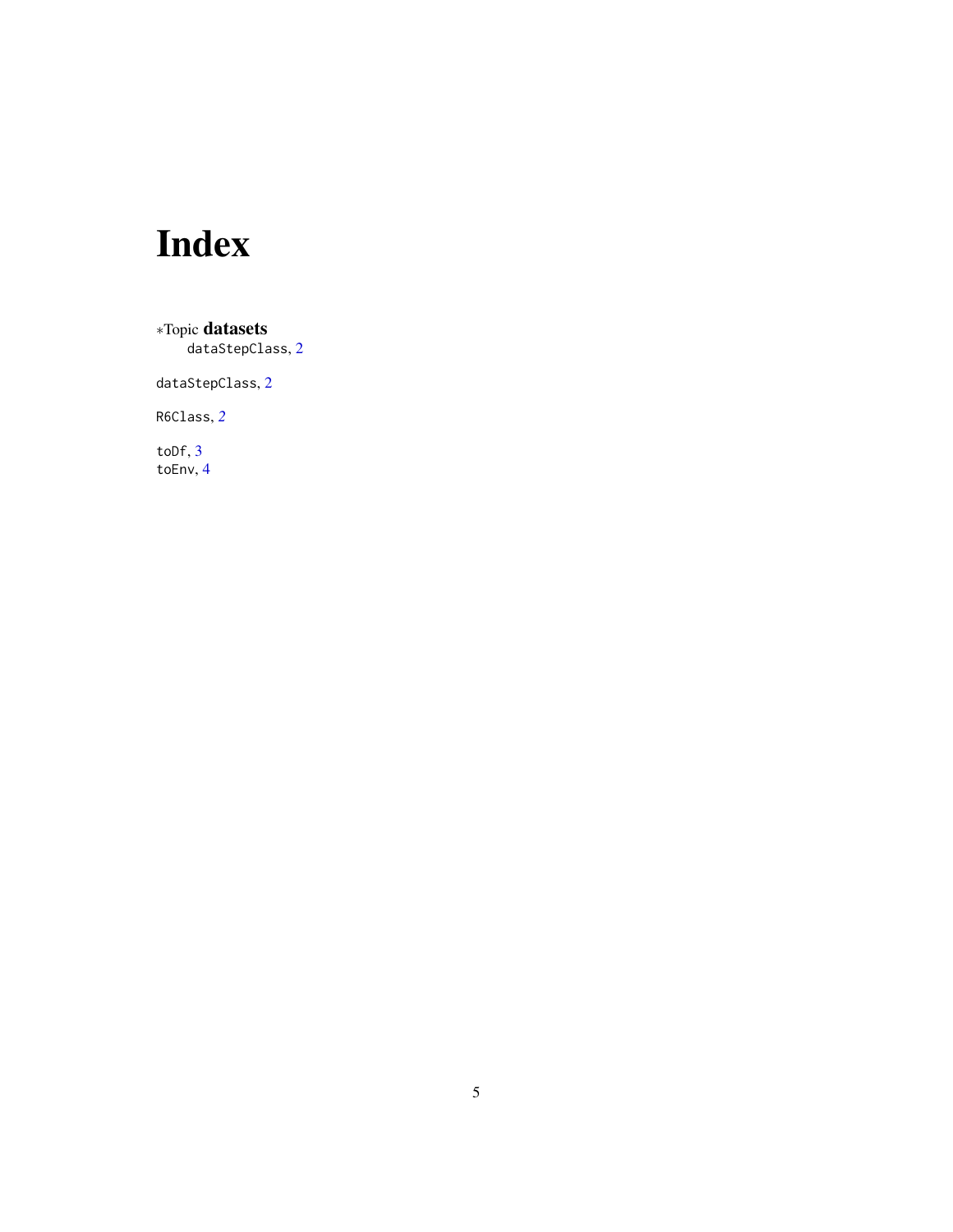# Index

*Topic **datasets**
    dataStepClass, 2

dataStepClass, 2

R6Class, *2*

toDf, 3
toEnv, 4